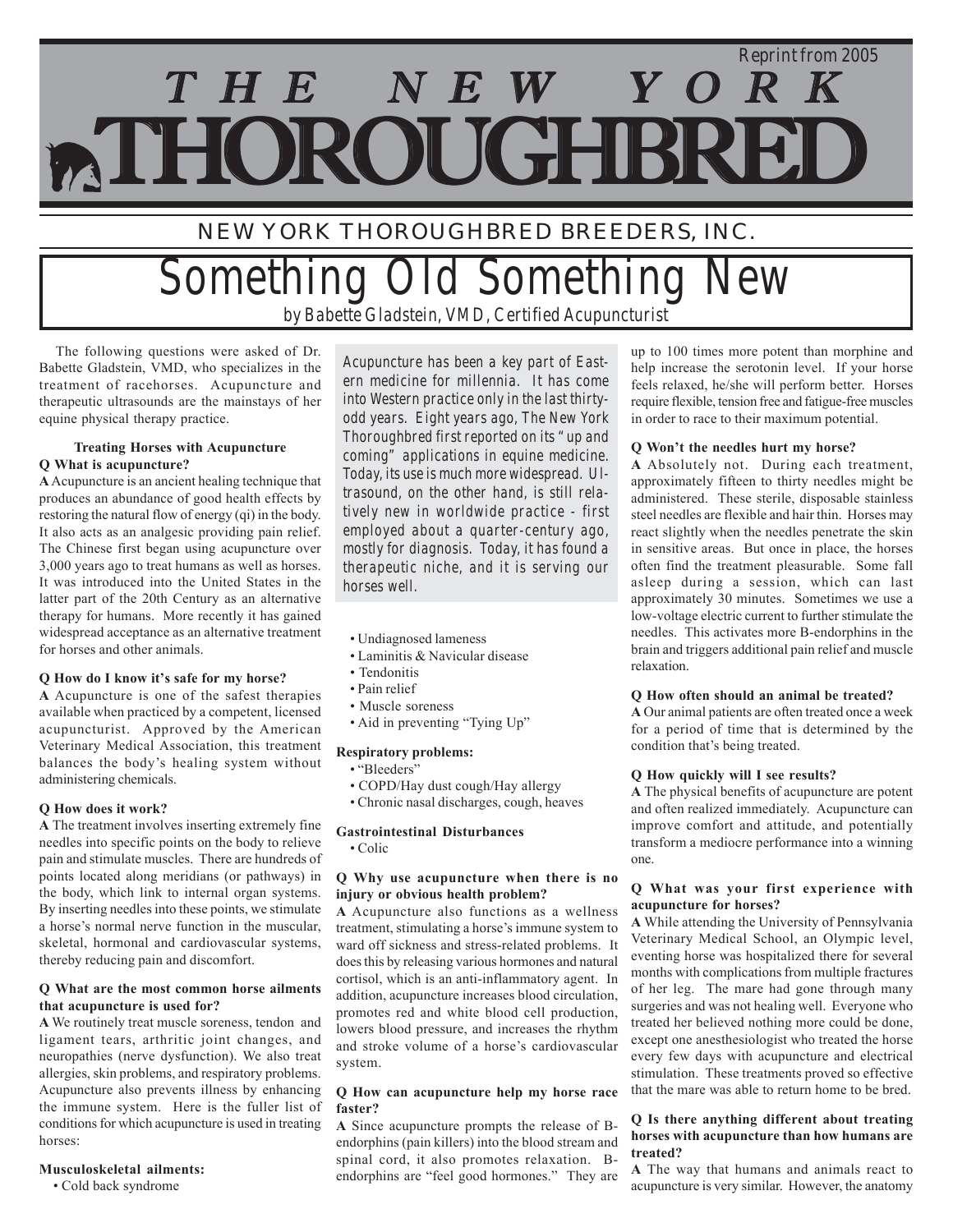Reprint from 2005

# THE NEW YORK THOROUGHBRED

NEW YORK THOROUGHBRED BREEDERS, INC.

# Something Old Something New

by Babette Gladstein, VMD, Certified Acupuncturist

The following questions were asked of Dr. Babette Gladstein, VMD, who specializes in the treatment of racehorses. Acupuncture and therapeutic ultrasounds are the mainstays of her equine physical therapy practice.

*Acupuncture has been a key part of Eastern medicine for millennia. It has come into Western practice only in the last thirty-odd years. Eight years ago, The New York Thoroughbred first reported on its "up and coming" applications in equine medicine. Today, its use is much more widespread. Ultrasound, on the other hand, is still relatively new in worldwide practice - first employed about a quarter-century ago, mostly for diagnosis. Today, it has found a therapeutic niche, and it is serving our horses well.*

### Treating Horses with Acupuncture

**Q What is acupuncture?**

**A** Acupuncture is an ancient healing technique that produces an abundance of good health effects by restoring the natural flow of energy (qi) in the body. It also acts as an analgesic providing pain relief. The Chinese first began using acupuncture over 3,000 years ago to treat humans as well as horses. It was introduced into the United States in the latter part of the 20th Century as an alternative therapy for humans. More recently it has gained widespread acceptance as an alternative treatment for horses and other animals.

**Q How do I know it's safe for my horse?**

**A** Acupuncture is one of the safest therapies available when practiced by a competent, licensed acupuncturist. Approved by the American Veterinary Medical Association, this treatment balances the body's healing system without administering chemicals.

**Q How does it work?**

**A** The treatment involves inserting extremely fine needles into specific points on the body to relieve pain and stimulate muscles. There are hundreds of points located along meridians (or pathways) in the body, which link to internal organ systems. By inserting needles into these points, we stimulate a horse's normal nerve function in the muscular, skeletal, hormonal and cardiovascular systems, thereby reducing pain and discomfort.

**Q What are the most common horse ailments that acupuncture is used for?**

**A** We routinely treat muscle soreness, tendon and ligament tears, arthritic joint changes, and neuropathies (nerve dysfunction). We also treat allergies, skin problems, and respiratory problems. Acupuncture also prevents illness by enhancing the immune system. Here is the fuller list of conditions for which acupuncture is used in treating horses:

**Musculoskeletal ailments:**

- Cold back syndrome
- Undiagnosed lameness
- Laminitis & Navicular disease
- Tendonitis
- Pain relief
- Muscle soreness
- Aid in preventing "Tying Up"

**Respiratory problems:**

- "Bleeders"
- COPD/Hay dust cough/Hay allergy
- Chronic nasal discharges, cough, heaves

**Gastrointestinal Disturbances**

- Colic

**Q Why use acupuncture when there is no injury or obvious health problem?**

**A** Acupuncture also functions as a wellness treatment, stimulating a horse's immune system to ward off sickness and stress-related problems. It does this by releasing various hormones and natural cortisol, which is an anti-inflammatory agent. In addition, acupuncture increases blood circulation, promotes red and white blood cell production, lowers blood pressure, and increases the rhythm and stroke volume of a horse's cardiovascular system.

**Q How can acupuncture help my horse race faster?**

**A** Since acupuncture prompts the release of B-endorphins (pain killers) into the blood stream and spinal cord, it also promotes relaxation. B-endorphins are "feel good hormones." They are up to 100 times more potent than morphine and help increase the serotonin level. If your horse feels relaxed, he/she will perform better. Horses require flexible, tension free and fatigue-free muscles in order to race to their maximum potential.

**Q Won't the needles hurt my horse?**

**A** Absolutely not. During each treatment, approximately fifteen to thirty needles might be administered. These sterile, disposable stainless steel needles are flexible and hair thin. Horses may react slightly when the needles penetrate the skin in sensitive areas. But once in place, the horses often find the treatment pleasurable. Some fall asleep during a session, which can last approximately 30 minutes. Sometimes we use a low-voltage electric current to further stimulate the needles. This activates more B-endorphins in the brain and triggers additional pain relief and muscle relaxation.

**Q How often should an animal be treated?**

**A** Our animal patients are often treated once a week for a period of time that is determined by the condition that's being treated.

**Q How quickly will I see results?**

**A** The physical benefits of acupuncture are potent and often realized immediately. Acupuncture can improve comfort and attitude, and potentially transform a mediocre performance into a winning one.

**Q What was your first experience with acupuncture for horses?**

**A** While attending the University of Pennsylvania Veterinary Medical School, an Olympic level, eventing horse was hospitalized there for several months with complications from multiple fractures of her leg. The mare had gone through many surgeries and was not healing well. Everyone who treated her believed nothing more could be done, except one anesthesiologist who treated the horse every few days with acupuncture and electrical stimulation. These treatments proved so effective that the mare was able to return home to be bred.

**Q Is there anything different about treating horses with acupuncture than how humans are treated?**

**A** The way that humans and animals react to acupuncture is very similar. However, the anatomy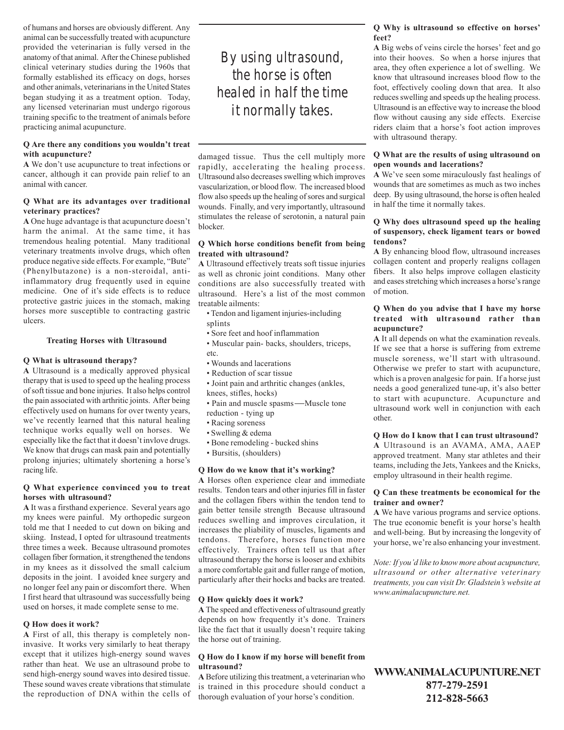of humans and horses are obviously different. Any animal can be successfully treated with acupuncture provided the veterinarian is fully versed in the anatomy of that animal. After the Chinese published clinical veterinary studies during the 1960s that formally established its efficacy on dogs, horses and other animals, veterinarians in the United States began studying it as a treatment option. Today, any licensed veterinarian must undergo rigorous training specific to the treatment of animals before practicing animal acupuncture.

**Q Are there any conditions you wouldn't treat with acupuncture?**

**A** We don't use acupuncture to treat infections or cancer, although it can provide pain relief to an animal with cancer.

**Q What are its advantages over traditional veterinary practices?**

**A** One huge advantage is that acupuncture doesn't harm the animal. At the same time, it has tremendous healing potential. Many traditional veterinary treatments involve drugs, which often produce negative side effects. For example, "Bute" (Phenylbutazone) is a non-steroidal, anti-inflammatory drug frequently used in equine medicine. One of it's side effects is to reduce protective gastric juices in the stomach, making horses more susceptible to contracting gastric ulcers.

## Treating Horses with Ultrasound

**Q What is ultrasound therapy?**

**A** Ultrasound is a medically approved physical therapy that is used to speed up the healing process of soft tissue and bone injuries. It also helps control the pain associated with arthritic joints. After being effectively used on humans for over twenty years, we've recently learned that this natural healing technique works equally well on horses. We especially like the fact that it doesn't invlove drugs. We know that drugs can mask pain and potentially prolong injuries; ultimately shortening a horse's racing life.

**Q What experience convinced you to treat horses with ultrasound?**

**A** It was a firsthand experience. Several years ago my knees were painful. My orthopedic surgeon told me that I needed to cut down on biking and skiing. Instead, I opted for ultrasound treatments three times a week. Because ultrasound promotes collagen fiber formation, it strengthened the tendons in my knees as it dissolved the small calcium deposits in the joint. I avoided knee surgery and no longer feel any pain or discomfort there. When I first heard that ultrasound was successfully being used on horses, it made complete sense to me.

**Q How does it work?**

**A** First of all, this therapy is completely non-invasive. It works very similarly to heat therapy except that it utilizes high-energy sound waves rather than heat. We use an ultrasound probe to send high-energy sound waves into desired tissue. These sound waves create vibrations that stimulate the reproduction of DNA within the cells of damaged tissue. Thus the cell multiply more rapidly, accelerating the healing process. Ultrasound also decreases swelling which improves vascularization, or blood flow. The increased blood flow also speeds up the healing of sores and surgical wounds. Finally, and very importantly, ultrasound stimulates the release of serotonin, a natural pain blocker.

> By using ultrasound, the horse is often healed in half the time it normally takes.

**Q Which horse conditions benefit from being treated with ultrasound?**

**A** Ultrasound effectively treats soft tissue injuries as well as chronic joint conditions. Many other conditions are also successfully treated with ultrasound. Here's a list of the most common treatable ailments:

- Tendon and ligament injuries-including splints
- Sore feet and hoof inflammation
- Muscular pain- backs, shoulders, triceps, etc.
- Wounds and lacerations
- Reduction of scar tissue
- Joint pain and arthritic changes (ankles, knees, stifles, hocks)
- Pain and muscle spasms—Muscle tone reduction - tying up
- Racing soreness
- Swelling & edema
- Bone remodeling - bucked shins
- Bursitis, (shoulders)

**Q How do we know that it's working?**

**A** Horses often experience clear and immediate results. Tendon tears and other injuries fill in faster and the collagen fibers within the tendon tend to gain better tensile strength Because ultrasound reduces swelling and improves circulation, it increases the pliability of muscles, ligaments and tendons. Therefore, horses function more effectively. Trainers often tell us that after ultrasound therapy the horse is looser and exhibits a more comfortable gait and fuller range of motion, particularly after their hocks and backs are treated.

**Q How quickly does it work?**

**A** The speed and effectiveness of ultrasound greatly depends on how frequently it's done. Trainers like the fact that it usually doesn't require taking the horse out of training.

**Q How do I know if my horse will benefit from ultrasound?**

**A** Before utilizing this treatment, a veterinarian who is trained in this procedure should conduct a thorough evaluation of your horse's condition.

**Q Why is ultrasound so effective on horses' feet?**

**A** Big webs of veins circle the horses' feet and go into their hooves. So when a horse injures that area, they often experience a lot of swelling. We know that ultrasound increases blood flow to the foot, effectively cooling down that area. It also reduces swelling and speeds up the healing process. Ultrasound is an effective way to increase the blood flow without causing any side effects. Exercise riders claim that a horse's foot action improves with ultrasound therapy.

**Q What are the results of using ultrasound on open wounds and lacerations?**

**A** We've seen some miraculously fast healings of wounds that are sometimes as much as two inches deep. By using ultrasound, the horse is often healed in half the time it normally takes.

**Q Why does ultrasound speed up the healing of suspensory, check ligament tears or bowed tendons?**

**A** By enhancing blood flow, ultrasound increases collagen content and properly realigns collagen fibers. It also helps improve collagen elasticity and eases stretching which increases a horse's range of motion.

**Q When do you advise that I have my horse treated with ultrasound rather than acupuncture?**

**A** It all depends on what the examination reveals. If we see that a horse is suffering from extreme muscle soreness, we'll start with ultrasound. Otherwise we prefer to start with acupuncture, which is a proven analgesic for pain. If a horse just needs a good generalized tune-up, it's also better to start with acupuncture. Acupuncture and ultrasound work well in conjunction with each other.

**Q How do I know that I can trust ultrasound?**

**A** Ultrasound is an AVAMA, AMA, AAEP approved treatment. Many star athletes and their teams, including the Jets, Yankees and the Knicks, employ ultrasound in their health regime.

**Q Can these treatments be economical for the trainer and owner?**

**A** We have various programs and service options. The true economic benefit is your horse's health and well-being. But by increasing the longevity of your horse, we're also enhancing your investment.

*Note: If you'd like to know more about acupuncture, ultrasound or other alternative veterinary treatments, you can visit Dr. Gladstein's website at www.animalacupuncture.net.*

**WWW.ANIMALACUPUNTURE.NET**
**877-279-2591**
**212-828-5663**